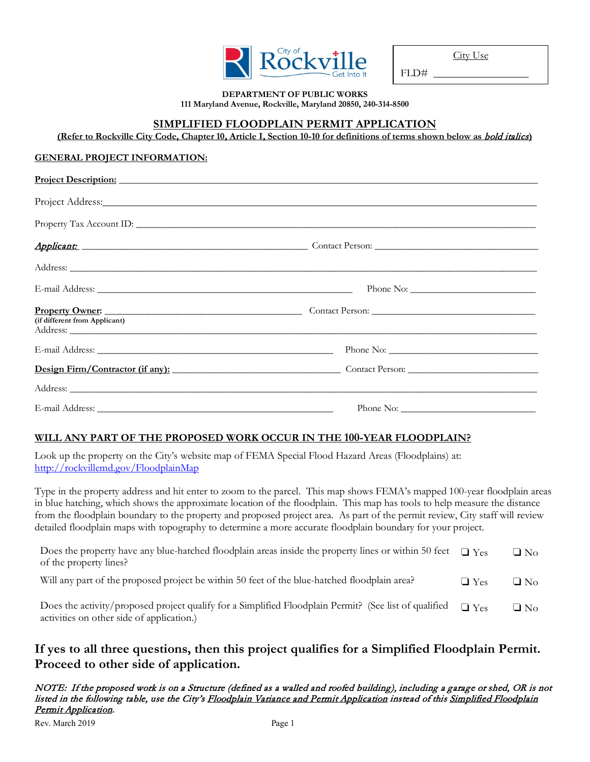City of Rockville — Get Into It

| City Use |
|---|
| FLD# _______________ |

**DEPARTMENT OF PUBLIC WORKS**
**111 Maryland Avenue, Rockville, Maryland 20850, 240-314-8500**

# SIMPLIFIED FLOODPLAIN PERMIT APPLICATION

**(Refer to Rockville City Code, Chapter 10, Article I, Section 10-10 for definitions of terms shown below as *bold italics*)**

## GENERAL PROJECT INFORMATION:

**Project Description:** _______________________________________________

Project Address: _______________________________________________

Property Tax Account ID: _______________________________________________

***Applicant:*** _______________________ Contact Person: _______________________

Address: _______________________________________________

E-mail Address: _______________________ Phone No: _______________________

**Property Owner:** _______________________ Contact Person: _______________________
(if different from Applicant)
Address: _______________________________________________

E-mail Address: _______________________ Phone No: _______________________

**Design Firm/Contractor (if any):** _______________________ Contact Person: _______________________

Address: _______________________________________________

E-mail Address: _______________________ Phone No: _______________________

## WILL ANY PART OF THE PROPOSED WORK OCCUR IN THE 100-YEAR FLOODPLAIN?

Look up the property on the City's website map of FEMA Special Flood Hazard Areas (Floodplains) at: http://rockvillemd.gov/FloodplainMap

Type in the property address and hit enter to zoom to the parcel. This map shows FEMA's mapped 100-year floodplain areas in blue hatching, which shows the approximate location of the floodplain. This map has tools to help measure the distance from the floodplain boundary to the property and proposed project area. As part of the permit review, City staff will review detailed floodplain maps with topography to determine a more accurate floodplain boundary for your project.

| Question | Yes | No |
|---|---|---|
| Does the property have any blue-hatched floodplain areas inside the property lines or within 50 feet of the property lines? | ❑ Yes | ❑ No |
| Will any part of the proposed project be within 50 feet of the blue-hatched floodplain area? | ❑ Yes | ❑ No |
| Does the activity/proposed project qualify for a Simplified Floodplain Permit? (See list of qualified activities on other side of application.) | ❑ Yes | ❑ No |

## If yes to all three questions, then this project qualifies for a Simplified Floodplain Permit. Proceed to other side of application.

***NOTE: If the proposed work is on a Structure (defined as a walled and roofed building), including a garage or shed, OR is not listed in the following table, use the City's Floodplain Variance and Permit Application instead of this Simplified Floodplain Permit Application.***

Rev. March 2019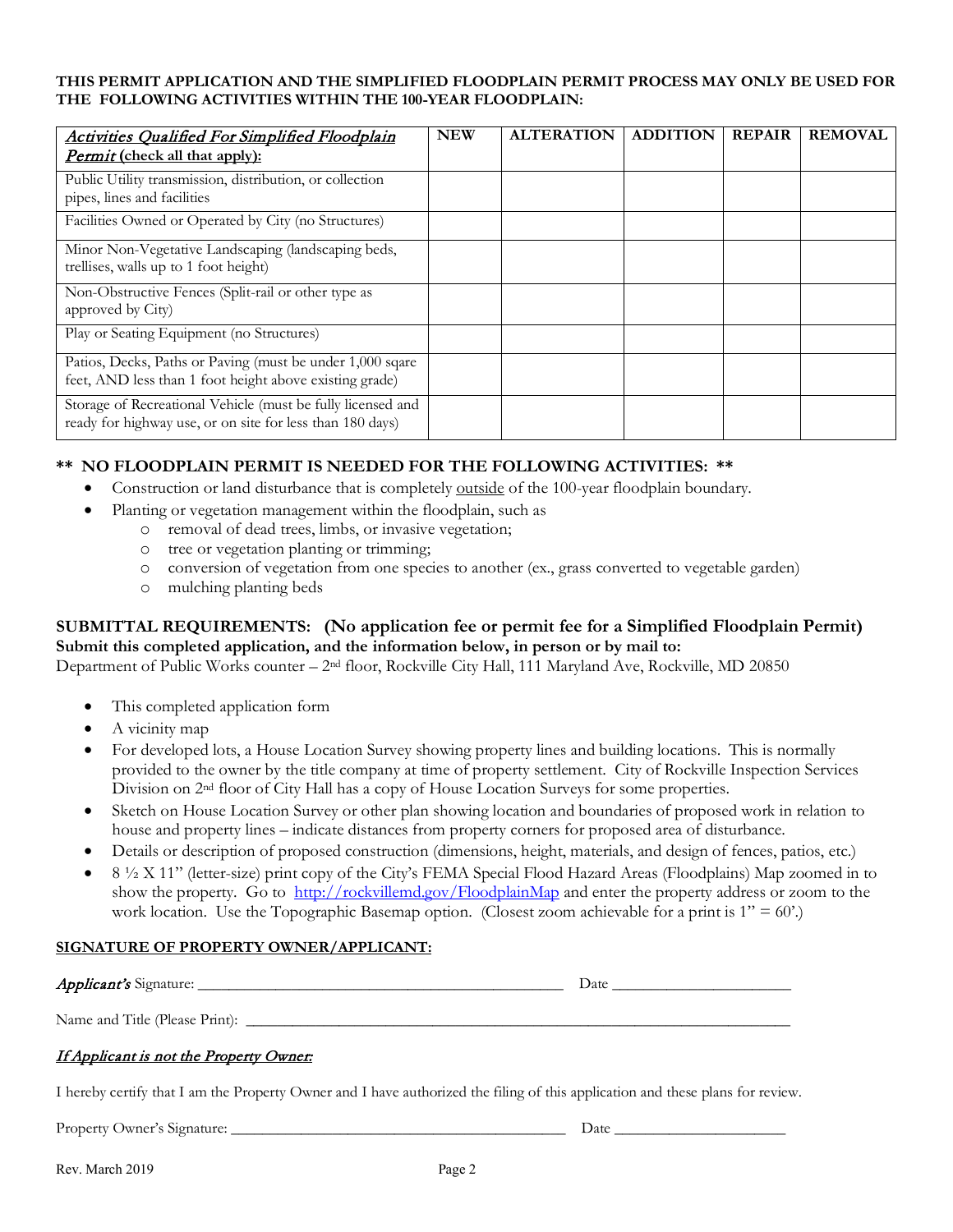**THIS PERMIT APPLICATION AND THE SIMPLIFIED FLOODPLAIN PERMIT PROCESS MAY ONLY BE USED FOR THE FOLLOWING ACTIVITIES WITHIN THE 100-YEAR FLOODPLAIN:**

| *Activities Qualified For Simplified Floodplain Permit* **(check all that apply):** | **NEW** | **ALTERATION** | **ADDITION** | **REPAIR** | **REMOVAL** |
|---|---|---|---|---|---|
| Public Utility transmission, distribution, or collection pipes, lines and facilities | | | | | |
| Facilities Owned or Operated by City (no Structures) | | | | | |
| Minor Non-Vegetative Landscaping (landscaping beds, trellises, walls up to 1 foot height) | | | | | |
| Non-Obstructive Fences (Split-rail or other type as approved by City) | | | | | |
| Play or Seating Equipment (no Structures) | | | | | |
| Patios, Decks, Paths or Paving (must be under 1,000 sqare feet, AND less than 1 foot height above existing grade) | | | | | |
| Storage of Recreational Vehicle (must be fully licensed and ready for highway use, or on site for less than 180 days) | | | | | |

### ** NO FLOODPLAIN PERMIT IS NEEDED FOR THE FOLLOWING ACTIVITIES: **

- Construction or land disturbance that is completely outside of the 100-year floodplain boundary.
- Planting or vegetation management within the floodplain, such as
  - removal of dead trees, limbs, or invasive vegetation;
  - tree or vegetation planting or trimming;
  - conversion of vegetation from one species to another (ex., grass converted to vegetable garden)
  - mulching planting beds

### SUBMITTAL REQUIREMENTS: (No application fee or permit fee for a Simplified Floodplain Permit)

**Submit this completed application, and the information below, in person or by mail to:**

Department of Public Works counter – 2nd floor, Rockville City Hall, 111 Maryland Ave, Rockville, MD 20850

- This completed application form
- A vicinity map
- For developed lots, a House Location Survey showing property lines and building locations. This is normally provided to the owner by the title company at time of property settlement. City of Rockville Inspection Services Division on 2nd floor of City Hall has a copy of House Location Surveys for some properties.
- Sketch on House Location Survey or other plan showing location and boundaries of proposed work in relation to house and property lines – indicate distances from property corners for proposed area of disturbance.
- Details or description of proposed construction (dimensions, height, materials, and design of fences, patios, etc.)
- 8 ½ X 11" (letter-size) print copy of the City's FEMA Special Flood Hazard Areas (Floodplains) Map zoomed in to show the property. Go to http://rockvillemd.gov/FloodplainMap and enter the property address or zoom to the work location. Use the Topographic Basemap option. (Closest zoom achievable for a print is 1" = 60'.)

**SIGNATURE OF PROPERTY OWNER/APPLICANT:**

*Applicant's* Signature: ______________________________________________ Date ______________________

Name and Title (Please Print): ________________________________________________________________________

*If Applicant is not the Property Owner:*

I hereby certify that I am the Property Owner and I have authorized the filing of this application and these plans for review.

Property Owner's Signature: ___________________________________________ Date _____________________

Rev. March 2019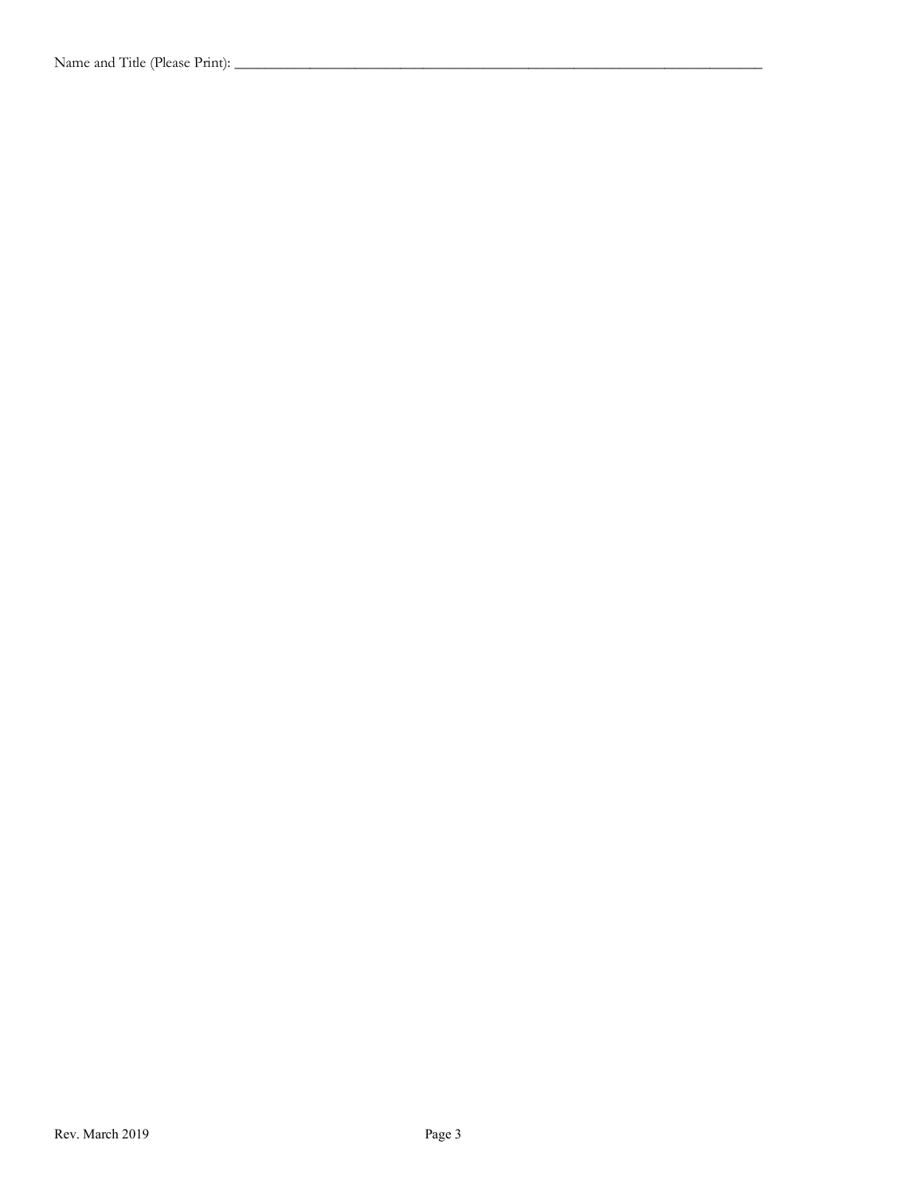Name and Title (Please Print): ___________________________________________________________________________